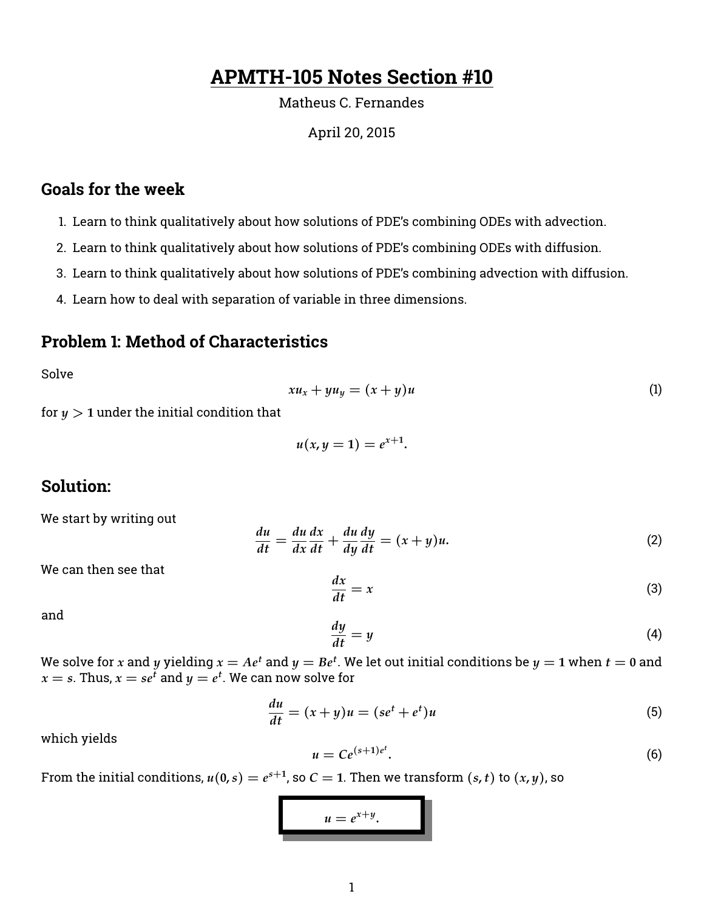# APMTH-105 Notes Section #10

Matheus C. Fernandes

April 20, 2015

## Goals for the week

1. Learn to think qualitatively about how solutions of PDE's combining ODEs with advection.
2. Learn to think qualitatively about how solutions of PDE's combining ODEs with diffusion.
3. Learn to think qualitatively about how solutions of PDE's combining advection with diffusion.
4. Learn how to deal with separation of variable in three dimensions.

## Problem 1: Method of Characteristics

Solve

$$xu_x + yu_y = (x+y)u \tag{1}$$

for $y > 1$ under the initial condition that

$$u(x, y = 1) = e^{x+1}.$$

## Solution:

We start by writing out

$$\frac{du}{dt} = \frac{du}{dx}\frac{dx}{dt} + \frac{du}{dy}\frac{dy}{dt} = (x+y)u. \tag{2}$$

We can then see that

$$\frac{dx}{dt} = x \tag{3}$$

and

$$\frac{dy}{dt} = y \tag{4}$$

We solve for $x$ and $y$ yielding $x = Ae^t$ and $y = Be^t$. We let out initial conditions be $y = 1$ when $t = 0$ and $x = s$. Thus, $x = se^t$ and $y = e^t$. We can now solve for

$$\frac{du}{dt} = (x+y)u = (se^t + e^t)u \tag{5}$$

which yields

$$u = Ce^{(s+1)e^t}. \tag{6}$$

From the initial conditions, $u(0, s) = e^{s+1}$, so $C = 1$. Then we transform $(s, t)$ to $(x, y)$, so

$$\boxed{u = e^{x+y}.}$$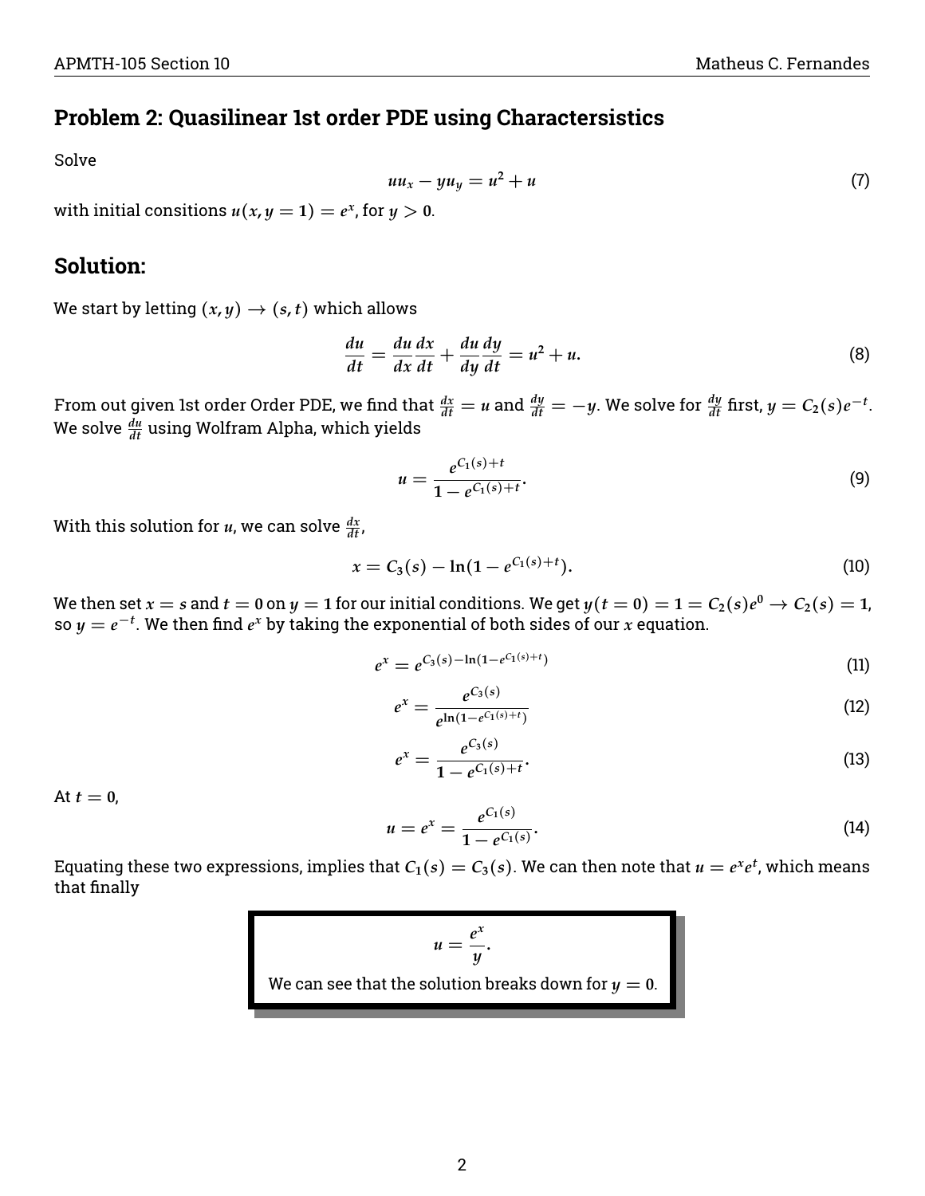## Problem 2: Quasilinear 1st order PDE using Charactersistics

Solve

$$uu_x - yu_y = u^2 + u \tag{7}$$

with initial consitions $u(x, y = 1) = e^x$, for $y > 0$.

## Solution:

We start by letting $(x, y) \to (s, t)$ which allows

$$\frac{du}{dt} = \frac{du}{dx}\frac{dx}{dt} + \frac{du}{dy}\frac{dy}{dt} = u^2 + u. \tag{8}$$

From out given 1st order Order PDE, we find that $\frac{dx}{dt} = u$ and $\frac{dy}{dt} = -y$. We solve for $\frac{dy}{dt}$ first, $y = C_2(s)e^{-t}$. We solve $\frac{du}{dt}$ using Wolfram Alpha, which yields

$$u = \frac{e^{C_1(s)+t}}{1 - e^{C_1(s)+t}}. \tag{9}$$

With this solution for $u$, we can solve $\frac{dx}{dt}$,

$$x = C_3(s) - \ln(1 - e^{C_1(s)+t}). \tag{10}$$

We then set $x = s$ and $t = 0$ on $y = 1$ for our initial conditions. We get $y(t = 0) = 1 = C_2(s)e^0 \to C_2(s) = 1$, so $y = e^{-t}$. We then find $e^x$ by taking the exponential of both sides of our $x$ equation.

$$e^x = e^{C_3(s) - \ln(1 - e^{C_1(s)+t})} \tag{11}$$

$$e^x = \frac{e^{C_3(s)}}{e^{\ln(1 - e^{C_1(s)+t})}} \tag{12}$$

$$e^x = \frac{e^{C_3(s)}}{1 - e^{C_1(s)+t}}. \tag{13}$$

At $t = 0$,

$$u = e^x = \frac{e^{C_1(s)}}{1 - e^{C_1(s)}}. \tag{14}$$

Equating these two expressions, implies that $C_1(s) = C_3(s)$. We can then note that $u = e^x e^t$, which means that finally

$$u = \frac{e^x}{y}.$$

We can see that the solution breaks down for $y = 0$.